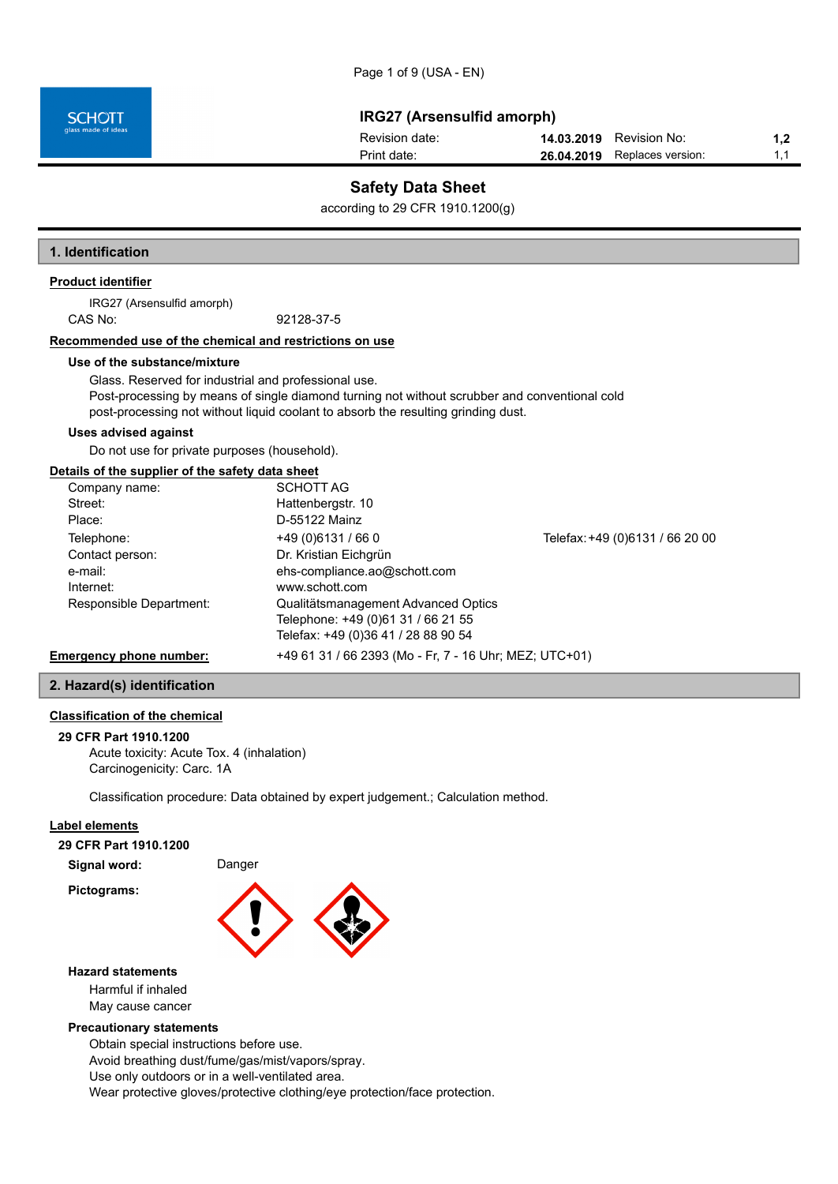# IRG27 (Arsensulfid amorph)

| Revision date: | 14.03.2019 | Revision No: | 1,2 |
|---|---|---|---|
| Print date: | 26.04.2019 | Replaces version: | 1,1 |

## Safety Data Sheet

according to 29 CFR 1910.1200(g)

## 1. Identification

**Product identifier**

IRG27 (Arsensulfid amorph)

CAS No: 92128-37-5

**Recommended use of the chemical and restrictions on use**

**Use of the substance/mixture**

Glass. Reserved for industrial and professional use.
Post-processing by means of single diamond turning not without scrubber and conventional cold post-processing not without liquid coolant to absorb the resulting grinding dust.

**Uses advised against**

Do not use for private purposes (household).

**Details of the supplier of the safety data sheet**

| | | |
|---|---|---|
| Company name: | SCHOTT AG | |
| Street: | Hattenbergstr. 10 | |
| Place: | D-55122 Mainz | |
| Telephone: | +49 (0)6131 / 66 0 | Telefax: +49 (0)6131 / 66 20 00 |
| Contact person: | Dr. Kristian Eichgrün | |
| e-mail: | ehs-compliance.ao@schott.com | |
| Internet: | www.schott.com | |
| Responsible Department: | Qualitätsmanagement Advanced Optics<br>Telephone: +49 (0)61 31 / 66 21 55<br>Telefax: +49 (0)36 41 / 28 88 90 54 | |

**Emergency phone number:** +49 61 31 / 66 2393 (Mo - Fr, 7 - 16 Uhr; MEZ; UTC+01)

## 2. Hazard(s) identification

**Classification of the chemical**

**29 CFR Part 1910.1200**

Acute toxicity: Acute Tox. 4 (inhalation)
Carcinogenicity: Carc. 1A

Classification procedure: Data obtained by expert judgement.; Calculation method.

**Label elements**

**29 CFR Part 1910.1200**

**Signal word:** Danger

**Pictograms:**

**Hazard statements**

Harmful if inhaled
May cause cancer

**Precautionary statements**

Obtain special instructions before use.
Avoid breathing dust/fume/gas/mist/vapors/spray.
Use only outdoors or in a well-ventilated area.
Wear protective gloves/protective clothing/eye protection/face protection.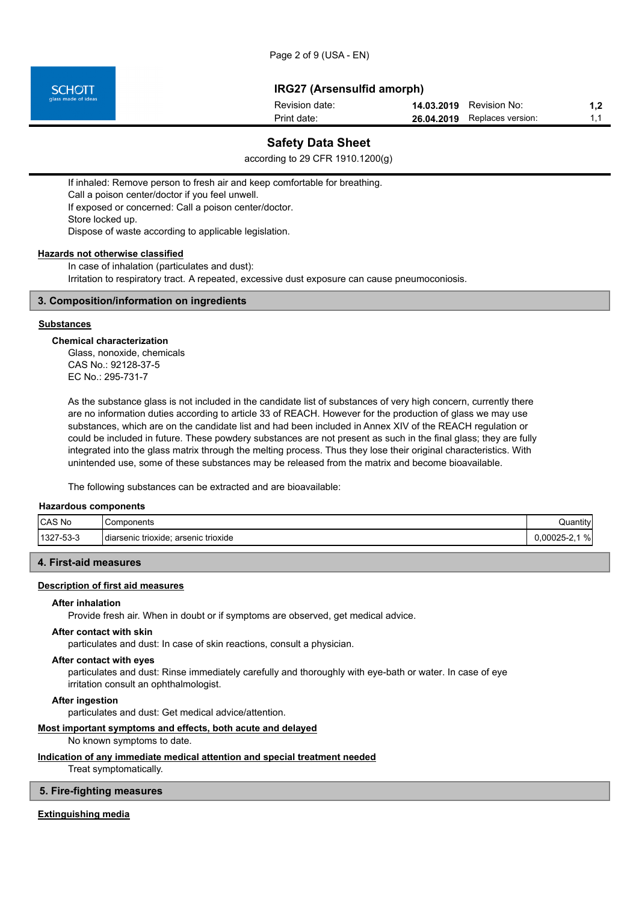If inhaled: Remove person to fresh air and keep comfortable for breathing.
Call a poison center/doctor if you feel unwell.
If exposed or concerned: Call a poison center/doctor.
Store locked up.
Dispose of waste according to applicable legislation.

**Hazards not otherwise classified**

In case of inhalation (particulates and dust):
Irritation to respiratory tract. A repeated, excessive dust exposure can cause pneumoconiosis.

## 3. Composition/information on ingredients

**Substances**

**Chemical characterization**

Glass, nonoxide, chemicals
CAS No.: 92128-37-5
EC No.: 295-731-7

As the substance glass is not included in the candidate list of substances of very high concern, currently there are no information duties according to article 33 of REACH. However for the production of glass we may use substances, which are on the candidate list and had been included in Annex XIV of the REACH regulation or could be included in future. These powdery substances are not present as such in the final glass; they are fully integrated into the glass matrix through the melting process. Thus they lose their original characteristics. With unintended use, some of these substances may be released from the matrix and become bioavailable.

The following substances can be extracted and are bioavailable:

**Hazardous components**

| CAS No | Components | Quantity |
|---|---|---|
| 1327-53-3 | diarsenic trioxide; arsenic trioxide | 0,00025-2,1 % |

## 4. First-aid measures

**Description of first aid measures**

**After inhalation**

Provide fresh air. When in doubt or if symptoms are observed, get medical advice.

**After contact with skin**

particulates and dust: In case of skin reactions, consult a physician.

**After contact with eyes**

particulates and dust: Rinse immediately carefully and thoroughly with eye-bath or water. In case of eye irritation consult an ophthalmologist.

**After ingestion**

particulates and dust: Get medical advice/attention.

**Most important symptoms and effects, both acute and delayed**

No known symptoms to date.

**Indication of any immediate medical attention and special treatment needed**

Treat symptomatically.

## 5. Fire-fighting measures

**Extinguishing media**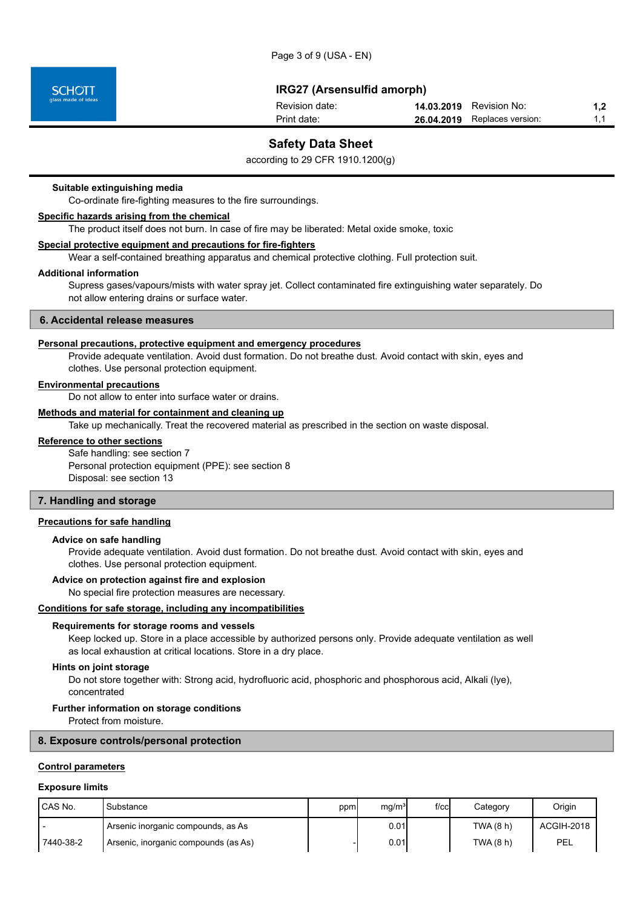**Suitable extinguishing media**

Co-ordinate fire-fighting measures to the fire surroundings.

**Specific hazards arising from the chemical**

The product itself does not burn. In case of fire may be liberated: Metal oxide smoke, toxic

**Special protective equipment and precautions for fire-fighters**

Wear a self-contained breathing apparatus and chemical protective clothing. Full protection suit.

**Additional information**

Supress gases/vapours/mists with water spray jet. Collect contaminated fire extinguishing water separately. Do not allow entering drains or surface water.

## 6. Accidental release measures

**Personal precautions, protective equipment and emergency procedures**

Provide adequate ventilation. Avoid dust formation. Do not breathe dust. Avoid contact with skin, eyes and clothes. Use personal protection equipment.

**Environmental precautions**

Do not allow to enter into surface water or drains.

**Methods and material for containment and cleaning up**

Take up mechanically. Treat the recovered material as prescribed in the section on waste disposal.

**Reference to other sections**

Safe handling: see section 7
Personal protection equipment (PPE): see section 8
Disposal: see section 13

## 7. Handling and storage

**Precautions for safe handling**

**Advice on safe handling**

Provide adequate ventilation. Avoid dust formation. Do not breathe dust. Avoid contact with skin, eyes and clothes. Use personal protection equipment.

**Advice on protection against fire and explosion**

No special fire protection measures are necessary.

**Conditions for safe storage, including any incompatibilities**

**Requirements for storage rooms and vessels**

Keep locked up. Store in a place accessible by authorized persons only. Provide adequate ventilation as well as local exhaustion at critical locations. Store in a dry place.

**Hints on joint storage**

Do not store together with: Strong acid, hydrofluoric acid, phosphoric and phosphorous acid, Alkali (lye), concentrated

**Further information on storage conditions**

Protect from moisture.

## 8. Exposure controls/personal protection

**Control parameters**

**Exposure limits**

| CAS No. | Substance | ppm | mg/m³ | f/cc | Category | Origin |
|---|---|---|---|---|---|---|
| - | Arsenic inorganic compounds, as As | | 0.01 | | TWA (8 h) | ACGIH-2018 |
| 7440-38-2 | Arsenic, inorganic compounds (as As) | - | 0.01 | | TWA (8 h) | PEL |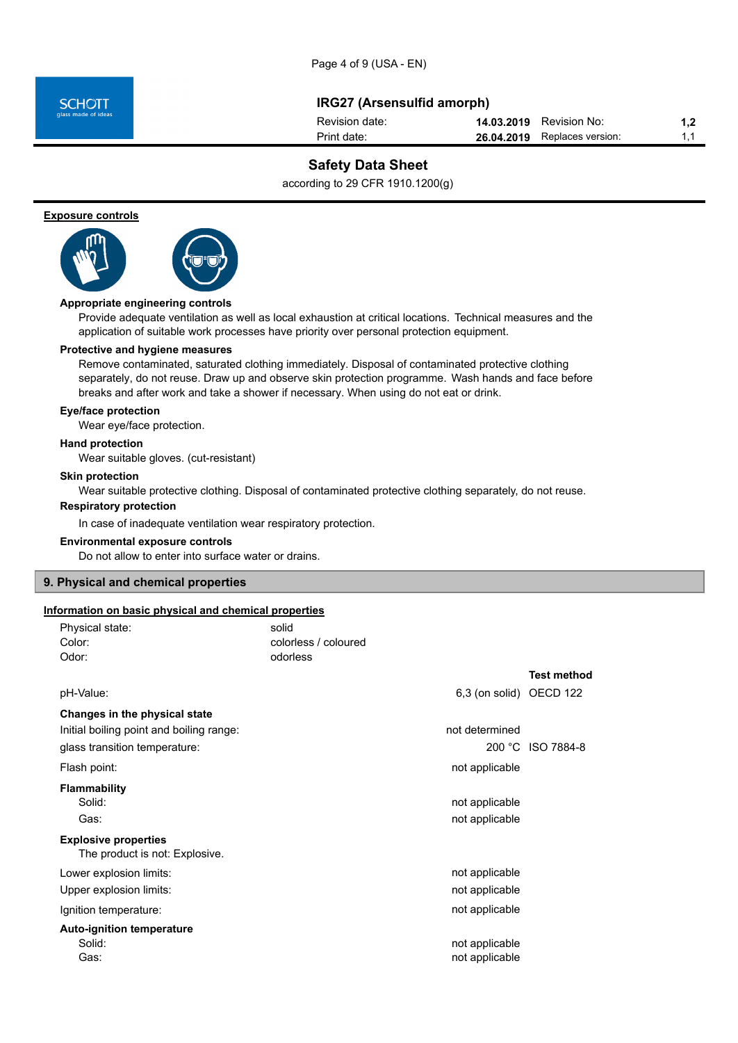### Exposure controls

**Appropriate engineering controls**

Provide adequate ventilation as well as local exhaustion at critical locations. Technical measures and the application of suitable work processes have priority over personal protection equipment.

**Protective and hygiene measures**

Remove contaminated, saturated clothing immediately. Disposal of contaminated protective clothing separately, do not reuse. Draw up and observe skin protection programme. Wash hands and face before breaks and after work and take a shower if necessary. When using do not eat or drink.

**Eye/face protection**

Wear eye/face protection.

**Hand protection**

Wear suitable gloves. (cut-resistant)

**Skin protection**

Wear suitable protective clothing. Disposal of contaminated protective clothing separately, do not reuse.

**Respiratory protection**

In case of inadequate ventilation wear respiratory protection.

**Environmental exposure controls**

Do not allow to enter into surface water or drains.

## 9. Physical and chemical properties

### Information on basic physical and chemical properties

| | | |
|---|---|---|
| Physical state: | solid | |
| Color: | colorless / coloured | |
| Odor: | odorless | |

| | | Test method |
|---|---|---|
| pH-Value: | 6,3 (on solid) | OECD 122 |
| **Changes in the physical state** | | |
| Initial boiling point and boiling range: | not determined | |
| glass transition temperature: | 200 °C | ISO 7884-8 |
| Flash point: | not applicable | |
| **Flammability** | | |
| Solid: | not applicable | |
| Gas: | not applicable | |

**Explosive properties**

The product is not: Explosive.

| | |
|---|---|
| Lower explosion limits: | not applicable |
| Upper explosion limits: | not applicable |
| Ignition temperature: | not applicable |
| **Auto-ignition temperature** | |
| Solid: | not applicable |
| Gas: | not applicable |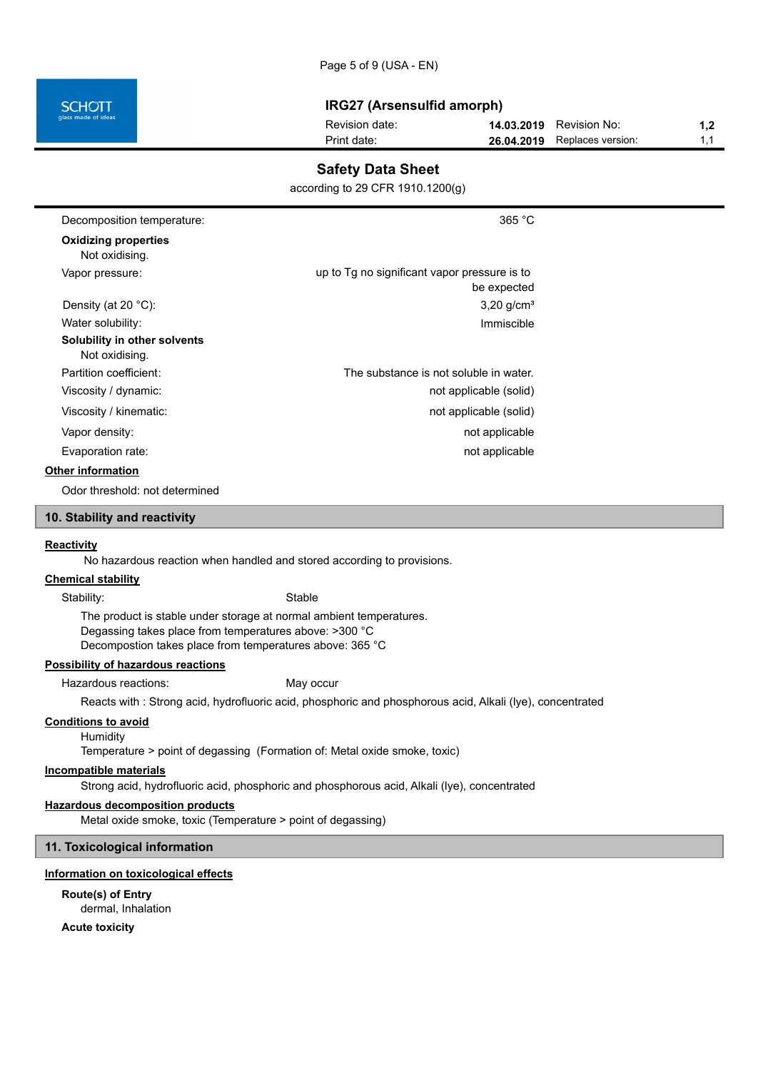| | |
|---|---|
| Decomposition temperature: | 365 °C |

**Oxidizing properties**

Not oxidising.

| | |
|---|---|
| Vapor pressure: | up to Tg no significant vapor pressure is to be expected |
| Density (at 20 °C): | 3,20 g/cm³ |
| Water solubility: | Immiscible |

**Solubility in other solvents**

Not oxidising.

| | |
|---|---|
| Partition coefficient: | The substance is not soluble in water. |
| Viscosity / dynamic: | not applicable (solid) |
| Viscosity / kinematic: | not applicable (solid) |
| Vapor density: | not applicable |
| Evaporation rate: | not applicable |

**Other information**

Odor threshold: not determined

## 10. Stability and reactivity

**Reactivity**

No hazardous reaction when handled and stored according to provisions.

**Chemical stability**

Stability: Stable

The product is stable under storage at normal ambient temperatures.
Degassing takes place from temperatures above: >300 °C
Decompostion takes place from temperatures above: 365 °C

**Possibility of hazardous reactions**

Hazardous reactions: May occur

Reacts with : Strong acid, hydrofluoric acid, phosphoric and phosphorous acid, Alkali (lye), concentrated

**Conditions to avoid**

Humidity
Temperature > point of degassing (Formation of: Metal oxide smoke, toxic)

**Incompatible materials**

Strong acid, hydrofluoric acid, phosphoric and phosphorous acid, Alkali (lye), concentrated

**Hazardous decomposition products**

Metal oxide smoke, toxic (Temperature > point of degassing)

## 11. Toxicological information

**Information on toxicological effects**

**Route(s) of Entry**

dermal, Inhalation

**Acute toxicity**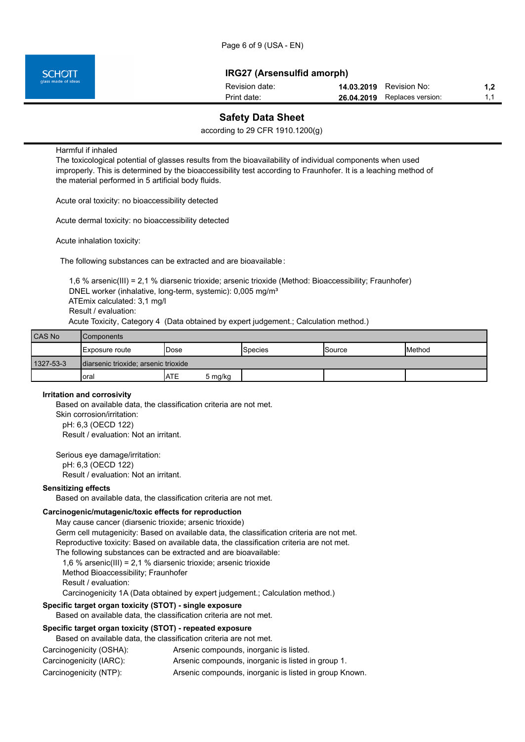Harmful if inhaled

The toxicological potential of glasses results from the bioavailability of individual components when used improperly. This is determined by the bioaccessibility test according to Fraunhofer. It is a leaching method of the material performed in 5 artificial body fluids.

Acute oral toxicity: no bioaccessibility detected

Acute dermal toxicity: no bioaccessibility detected

Acute inhalation toxicity:

The following substances can be extracted and are bioavailable:

1,6 % arsenic(III) = 2,1 % diarsenic trioxide; arsenic trioxide (Method: Bioaccessibility; Fraunhofer)
DNEL worker (inhalative, long-term, systemic): 0,005 mg/m³
ATEmix calculated: 3,1 mg/l
Result / evaluation:
Acute Toxicity, Category 4 (Data obtained by expert judgement.; Calculation method.)

| CAS No | Components | | | | |
|---|---|---|---|---|---|
| | Exposure route | Dose | Species | Source | Method |
| 1327-53-3 | diarsenic trioxide; arsenic trioxide | | | | |
| | oral | ATE 5 mg/kg | | | |

**Irritation and corrosivity**

Based on available data, the classification criteria are not met.
Skin corrosion/irritation:
pH: 6,3 (OECD 122)
Result / evaluation: Not an irritant.

Serious eye damage/irritation:
pH: 6,3 (OECD 122)
Result / evaluation: Not an irritant.

**Sensitizing effects**

Based on available data, the classification criteria are not met.

**Carcinogenic/mutagenic/toxic effects for reproduction**

May cause cancer (diarsenic trioxide; arsenic trioxide)
Germ cell mutagenicity: Based on available data, the classification criteria are not met.
Reproductive toxicity: Based on available data, the classification criteria are not met.
The following substances can be extracted and are bioavailable:
1,6 % arsenic(III) = 2,1 % diarsenic trioxide; arsenic trioxide
Method Bioaccessibility; Fraunhofer
Result / evaluation:
Carcinogenicity 1A (Data obtained by expert judgement.; Calculation method.)

**Specific target organ toxicity (STOT) - single exposure**

Based on available data, the classification criteria are not met.

**Specific target organ toxicity (STOT) - repeated exposure**

Based on available data, the classification criteria are not met.

Carcinogenicity (OSHA): Arsenic compounds, inorganic is listed.
Carcinogenicity (IARC): Arsenic compounds, inorganic is listed in group 1.
Carcinogenicity (NTP): Arsenic compounds, inorganic is listed in group Known.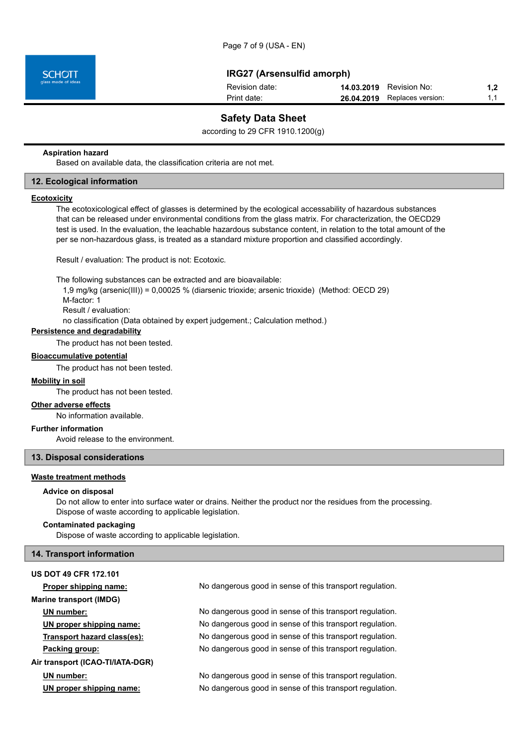**Aspiration hazard**

Based on available data, the classification criteria are not met.

## 12. Ecological information

**Ecotoxicity**

The ecotoxicological effect of glasses is determined by the ecological accessability of hazardous substances that can be released under environmental conditions from the glass matrix. For characterization, the OECD29 test is used. In the evaluation, the leachable hazardous substance content, in relation to the total amount of the per se non-hazardous glass, is treated as a standard mixture proportion and classified accordingly.

Result / evaluation: The product is not: Ecotoxic.

The following substances can be extracted and are bioavailable:

1,9 mg/kg (arsenic(III)) = 0,00025 % (diarsenic trioxide; arsenic trioxide) (Method: OECD 29)
M-factor: 1
Result / evaluation:
no classification (Data obtained by expert judgement.; Calculation method.)

**Persistence and degradability**

The product has not been tested.

**Bioaccumulative potential**

The product has not been tested.

**Mobility in soil**

The product has not been tested.

**Other adverse effects**

No information available.

**Further information**

Avoid release to the environment.

## 13. Disposal considerations

**Waste treatment methods**

**Advice on disposal**

Do not allow to enter into surface water or drains. Neither the product nor the residues from the processing. Dispose of waste according to applicable legislation.

**Contaminated packaging**

Dispose of waste according to applicable legislation.

## 14. Transport information

**US DOT 49 CFR 172.101**

| | |
|---|---|
| Proper shipping name: | No dangerous good in sense of this transport regulation. |

**Marine transport (IMDG)**

| | |
|---|---|
| UN number: | No dangerous good in sense of this transport regulation. |
| UN proper shipping name: | No dangerous good in sense of this transport regulation. |
| Transport hazard class(es): | No dangerous good in sense of this transport regulation. |
| Packing group: | No dangerous good in sense of this transport regulation. |

**Air transport (ICAO-TI/IATA-DGR)**

| | |
|---|---|
| UN number: | No dangerous good in sense of this transport regulation. |
| UN proper shipping name: | No dangerous good in sense of this transport regulation. |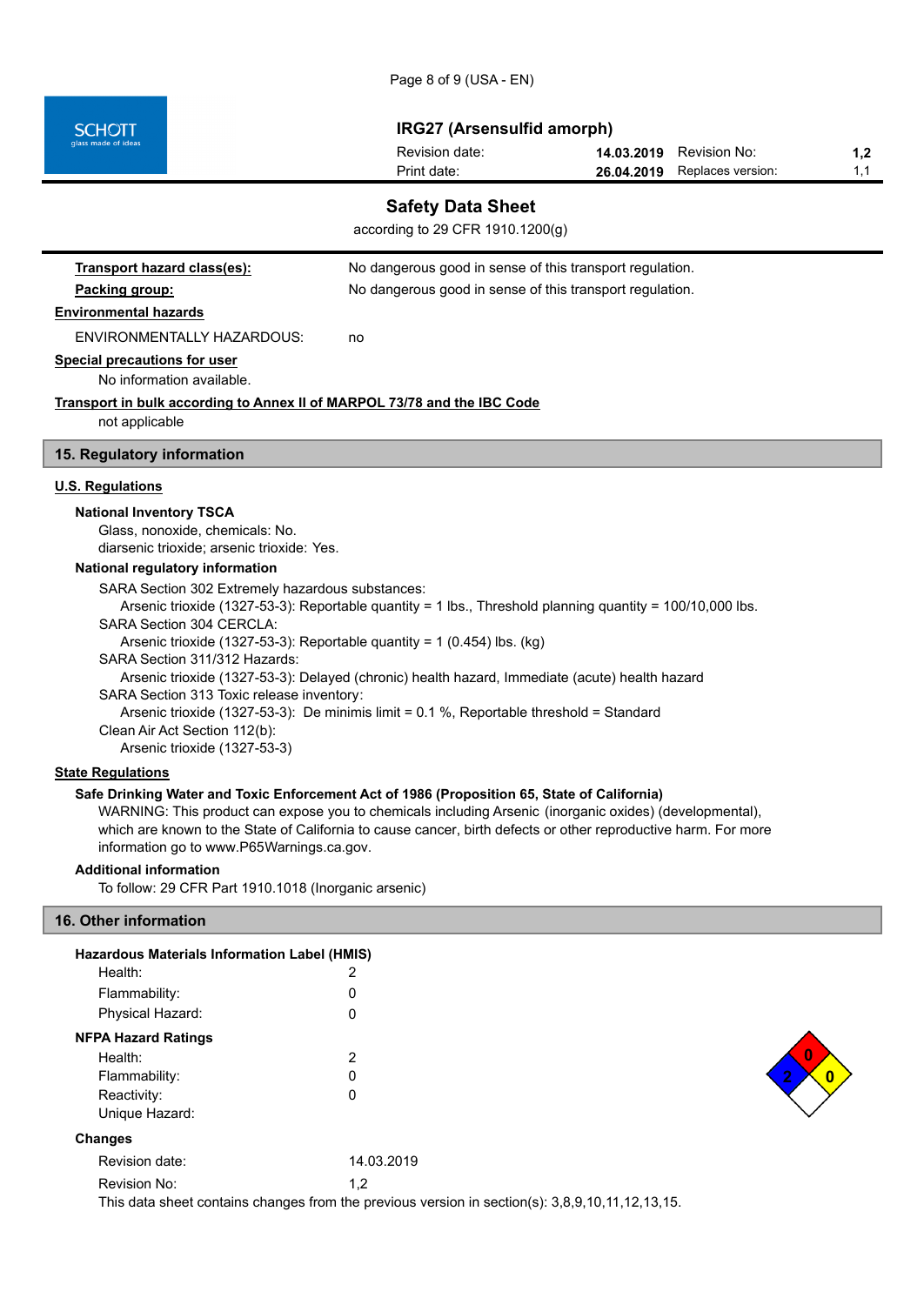**Transport hazard class(es):** No dangerous good in sense of this transport regulation.

**Packing group:** No dangerous good in sense of this transport regulation.

**Environmental hazards**

ENVIRONMENTALLY HAZARDOUS: no

**Special precautions for user**

No information available.

**Transport in bulk according to Annex II of MARPOL 73/78 and the IBC Code**

not applicable

## 15. Regulatory information

**U.S. Regulations**

**National Inventory TSCA**

Glass, nonoxide, chemicals: No.
diarsenic trioxide; arsenic trioxide: Yes.

**National regulatory information**

SARA Section 302 Extremely hazardous substances:
Arsenic trioxide (1327-53-3): Reportable quantity = 1 lbs., Threshold planning quantity = 100/10,000 lbs.

SARA Section 304 CERCLA:
Arsenic trioxide (1327-53-3): Reportable quantity = 1 (0.454) lbs. (kg)

SARA Section 311/312 Hazards:
Arsenic trioxide (1327-53-3): Delayed (chronic) health hazard, Immediate (acute) health hazard

SARA Section 313 Toxic release inventory:
Arsenic trioxide (1327-53-3): De minimis limit = 0.1 %, Reportable threshold = Standard

Clean Air Act Section 112(b):
Arsenic trioxide (1327-53-3)

**State Regulations**

**Safe Drinking Water and Toxic Enforcement Act of 1986 (Proposition 65, State of California)**

WARNING: This product can expose you to chemicals including Arsenic (inorganic oxides) (developmental), which are known to the State of California to cause cancer, birth defects or other reproductive harm. For more information go to www.P65Warnings.ca.gov.

**Additional information**

To follow: 29 CFR Part 1910.1018 (Inorganic arsenic)

## 16. Other information

**Hazardous Materials Information Label (HMIS)**

| | |
|---|---|
| Health: | 2 |
| Flammability: | 0 |
| Physical Hazard: | 0 |

**NFPA Hazard Ratings**

| | |
|---|---|
| Health: | 2 |
| Flammability: | 0 |
| Reactivity: | 0 |
| Unique Hazard: | |

**Changes**

Revision date: 14.03.2019

Revision No: 1,2

This data sheet contains changes from the previous version in section(s): 3,8,9,10,11,12,13,15.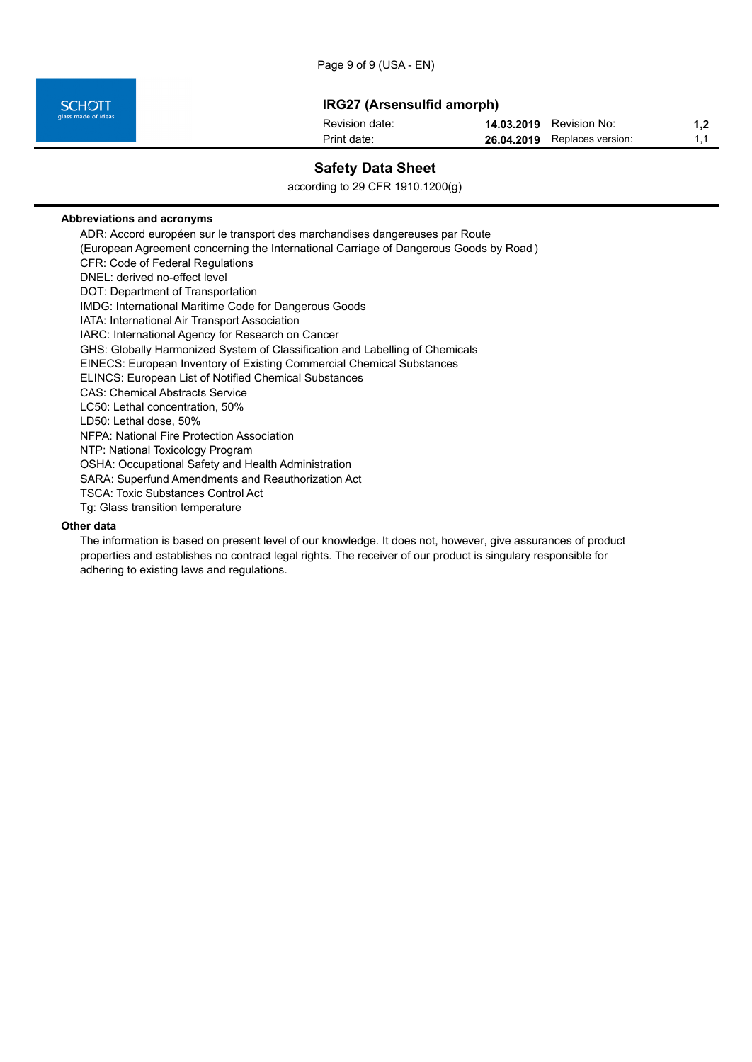### Abbreviations and acronyms

ADR: Accord européen sur le transport des marchandises dangereuses par Route
(European Agreement concerning the International Carriage of Dangerous Goods by Road )
CFR: Code of Federal Regulations
DNEL: derived no-effect level
DOT: Department of Transportation
IMDG: International Maritime Code for Dangerous Goods
IATA: International Air Transport Association
IARC: International Agency for Research on Cancer
GHS: Globally Harmonized System of Classification and Labelling of Chemicals
EINECS: European Inventory of Existing Commercial Chemical Substances
ELINCS: European List of Notified Chemical Substances
CAS: Chemical Abstracts Service
LC50: Lethal concentration, 50%
LD50: Lethal dose, 50%
NFPA: National Fire Protection Association
NTP: National Toxicology Program
OSHA: Occupational Safety and Health Administration
SARA: Superfund Amendments and Reauthorization Act
TSCA: Toxic Substances Control Act
Tg: Glass transition temperature

### Other data

The information is based on present level of our knowledge. It does not, however, give assurances of product properties and establishes no contract legal rights. The receiver of our product is singulary responsible for adhering to existing laws and regulations.